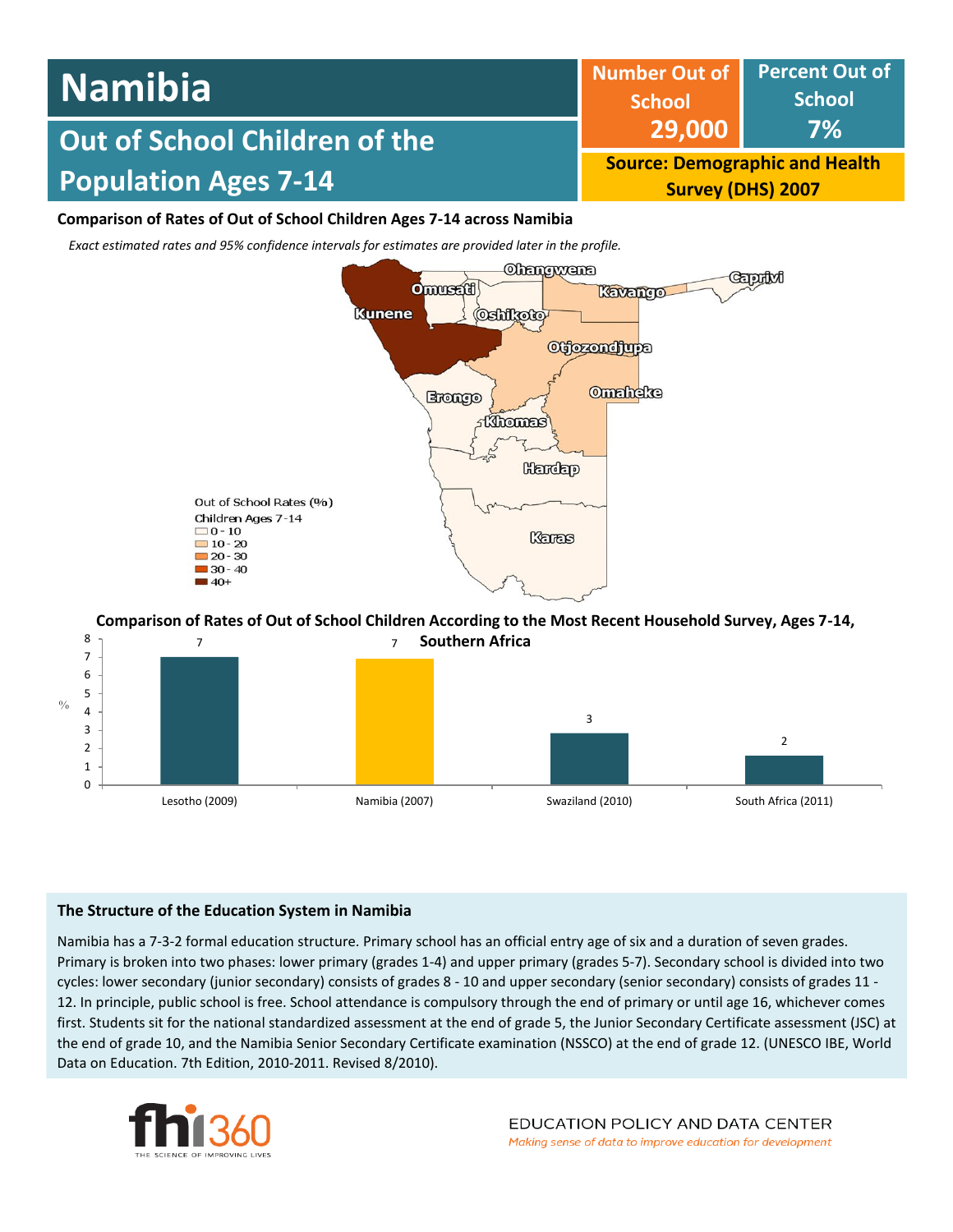# Namibia

## Out of School Children of the Population Ages 7-14

| Number Out of School | Percent Out of School |
|---|---|
| 29,000 | 7% |

**Source: Demographic and Health Survey (DHS) 2007**

### Comparison of Rates of Out of School Children Ages 7-14 across Namibia

*Exact estimated rates and 95% confidence intervals for estimates are provided later in the profile.*

Out of School Rates (%)
Children Ages 7-14
- 0 - 10
- 10 - 20
- 20 - 30
- 30 - 40
- 40+

Regions: Ohangwena, Omusati, Kunene, Oshikoto, Kavango, Caprivi, Otjozondjupa, Erongo, Omaheke, Khomas, Hardap, Karas

### Comparison of Rates of Out of School Children According to the Most Recent Household Survey, Ages 7-14, Southern Africa

| Country | % |
|---|---|
| Lesotho (2009) | 7 |
| Namibia (2007) | 7 |
| Swaziland (2010) | 3 |
| South Africa (2011) | 2 |

### The Structure of the Education System in Namibia

Namibia has a 7-3-2 formal education structure. Primary school has an official entry age of six and a duration of seven grades. Primary is broken into two phases: lower primary (grades 1-4) and upper primary (grades 5-7). Secondary school is divided into two cycles: lower secondary (junior secondary) consists of grades 8 - 10 and upper secondary (senior secondary) consists of grades 11 - 12. In principle, public school is free. School attendance is compulsory through the end of primary or until age 16, whichever comes first. Students sit for the national standardized assessment at the end of grade 5, the Junior Secondary Certificate assessment (JSC) at the end of grade 10, and the Namibia Senior Secondary Certificate examination (NSSCO) at the end of grade 12. (UNESCO IBE, World Data on Education. 7th Edition, 2010-2011. Revised 8/2010).

fhi360 THE SCIENCE OF IMPROVING LIVES

EDUCATION POLICY AND DATA CENTER
*Making sense of data to improve education for development*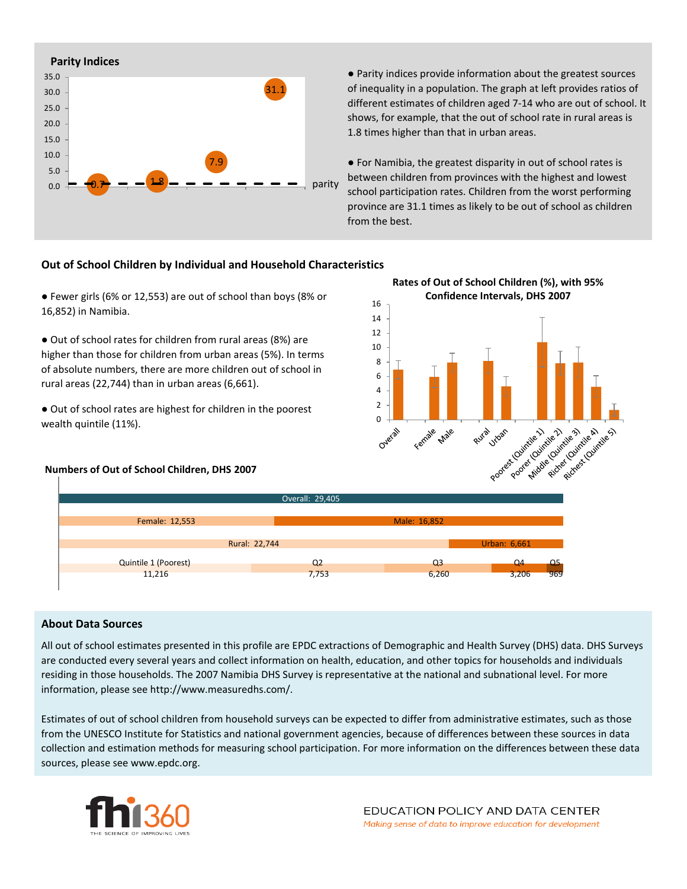## Parity Indices

| Parity index |
|---|
| 0.7 |
| 1.8 |
| 7.9 |
| 31.1 |

- Parity indices provide information about the greatest sources of inequality in a population. The graph at left provides ratios of different estimates of children aged 7-14 who are out of school. It shows, for example, that the out of school rate in rural areas is 1.8 times higher than that in urban areas.

- For Namibia, the greatest disparity in out of school rates is between children from provinces with the highest and lowest school participation rates. Children from the worst performing province are 31.1 times as likely to be out of school as children from the best.

## Out of School Children by Individual and Household Characteristics

- Fewer girls (6% or 12,553) are out of school than boys (8% or 16,852) in Namibia.

- Out of school rates for children from rural areas (8%) are higher than those for children from urban areas (5%). In terms of absolute numbers, there are more children out of school in rural areas (22,744) than in urban areas (6,661).

- Out of school rates are highest for children in the poorest wealth quintile (11%).

**Rates of Out of School Children (%), with 95% Confidence Intervals, DHS 2007**

**Numbers of Out of School Children, DHS 2007**

| Category | Number |
|---|---|
| Overall | 29,405 |
| Female | 12,553 |
| Male | 16,852 |
| Rural | 22,744 |
| Urban | 6,661 |
| Quintile 1 (Poorest) | 11,216 |
| Q2 | 7,753 |
| Q3 | 6,260 |
| Q4 | 3,206 |
| Q5 | 969 |

## About Data Sources

All out of school estimates presented in this profile are EPDC extractions of Demographic and Health Survey (DHS) data. DHS Surveys are conducted every several years and collect information on health, education, and other topics for households and individuals residing in those households. The 2007 Namibia DHS Survey is representative at the national and subnational level. For more information, please see http://www.measuredhs.com/.

Estimates of out of school children from household surveys can be expected to differ from administrative estimates, such as those from the UNESCO Institute for Statistics and national government agencies, because of differences between these sources in data collection and estimation methods for measuring school participation. For more information on the differences between these data sources, please see www.epdc.org.

fhi360 THE SCIENCE OF IMPROVING LIVES

EDUCATION POLICY AND DATA CENTER

*Making sense of data to improve education for development*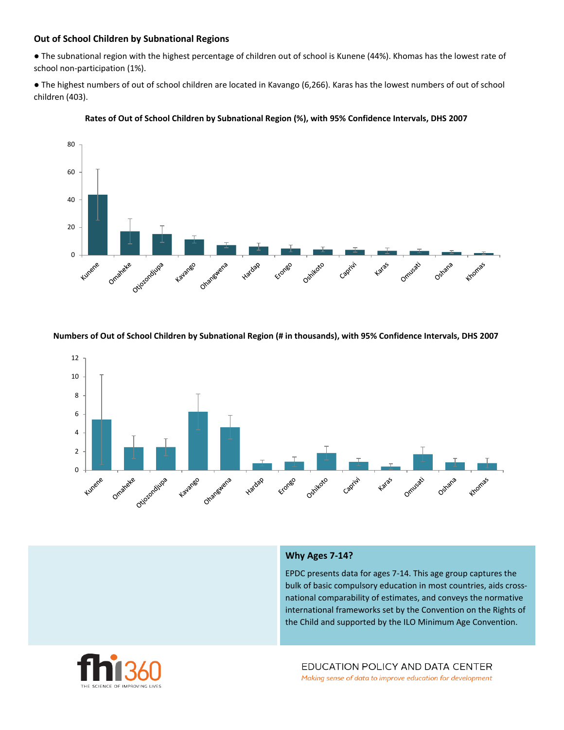## Out of School Children by Subnational Regions

- The subnational region with the highest percentage of children out of school is Kunene (44%). Khomas has the lowest rate of school non-participation (1%).
- The highest numbers of out of school children are located in Kavango (6,266). Karas has the lowest numbers of out of school children (403).

**Rates of Out of School Children by Subnational Region (%), with 95% Confidence Intervals, DHS 2007**

**Numbers of Out of School Children by Subnational Region (# in thousands), with 95% Confidence Intervals, DHS 2007**

### Why Ages 7-14?

EPDC presents data for ages 7-14. This age group captures the bulk of basic compulsory education in most countries, aids cross-national comparability of estimates, and conveys the normative international frameworks set by the Convention on the Rights of the Child and supported by the ILO Minimum Age Convention.

EDUCATION POLICY AND DATA CENTER

*Making sense of data to improve education for development*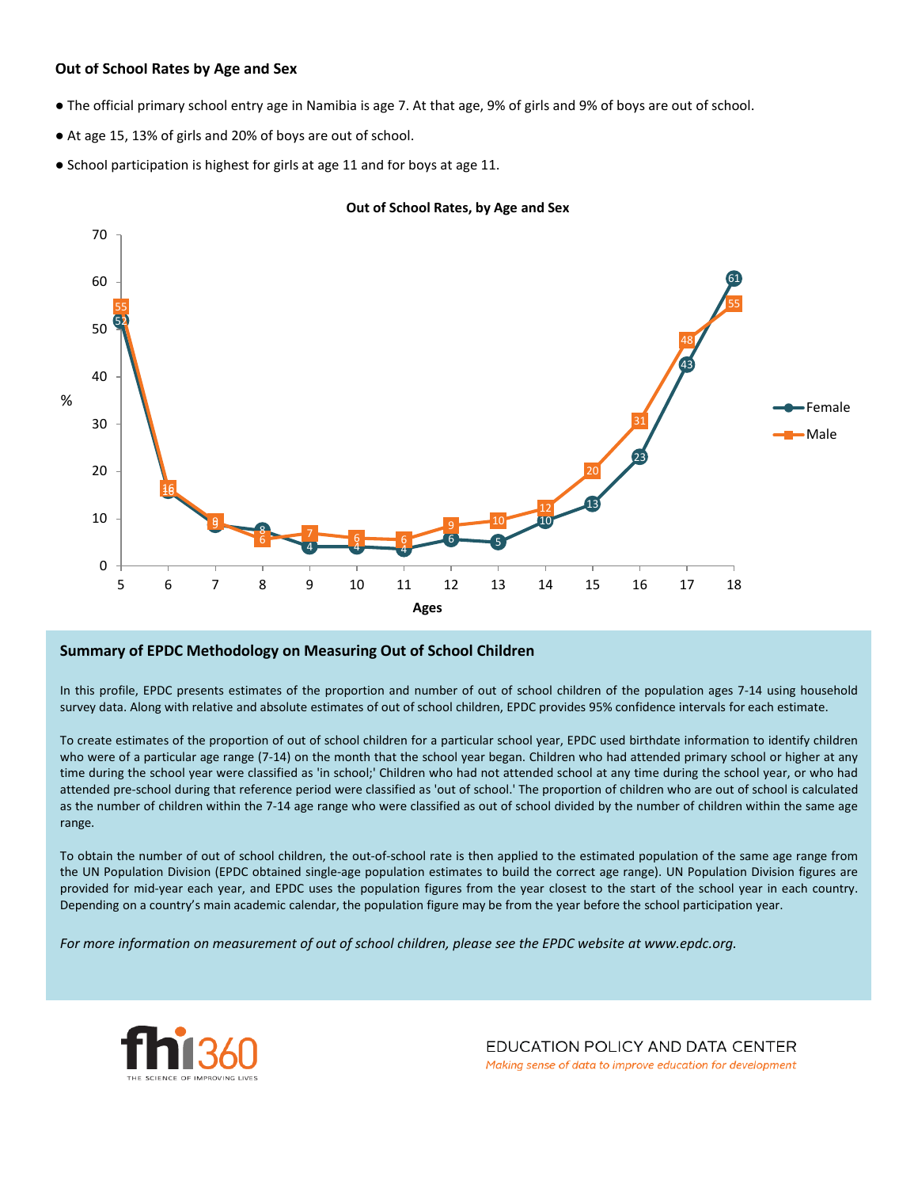## Out of School Rates by Age and Sex

- The official primary school entry age in Namibia is age 7. At that age, 9% of girls and 9% of boys are out of school.
- At age 15, 13% of girls and 20% of boys are out of school.
- School participation is highest for girls at age 11 and for boys at age 11.

**Out of School Rates, by Age and Sex**

| Ages | 5 | 6 | 7 | 8 | 9 | 10 | 11 | 12 | 13 | 14 | 15 | 16 | 17 | 18 |
|---|---|---|---|---|---|---|---|---|---|---|---|---|---|---|
| Female (%) | 52 | 16 | 9 | 8 | 4 | 4 | 4 | 6 | 5 | 10 | 13 | 23 | 43 | 61 |
| Male (%) | 55 | 16 | 9 | 6 | 7 | 6 | 6 | 9 | 10 | 12 | 20 | 31 | 48 | 55 |

## Summary of EPDC Methodology on Measuring Out of School Children

In this profile, EPDC presents estimates of the proportion and number of out of school children of the population ages 7-14 using household survey data. Along with relative and absolute estimates of out of school children, EPDC provides 95% confidence intervals for each estimate.

To create estimates of the proportion of out of school children for a particular school year, EPDC used birthdate information to identify children who were of a particular age range (7-14) on the month that the school year began. Children who had attended primary school or higher at any time during the school year were classified as 'in school;' Children who had not attended school at any time during the school year, or who had attended pre-school during that reference period were classified as 'out of school.' The proportion of children who are out of school is calculated as the number of children within the 7-14 age range who were classified as out of school divided by the number of children within the same age range.

To obtain the number of out of school children, the out-of-school rate is then applied to the estimated population of the same age range from the UN Population Division (EPDC obtained single-age population estimates to build the correct age range). UN Population Division figures are provided for mid-year each year, and EPDC uses the population figures from the year closest to the start of the school year in each country. Depending on a country's main academic calendar, the population figure may be from the year before the school participation year.

*For more information on measurement of out of school children, please see the EPDC website at www.epdc.org.*

fhi360 THE SCIENCE OF IMPROVING LIVES

EDUCATION POLICY AND DATA CENTER

*Making sense of data to improve education for development*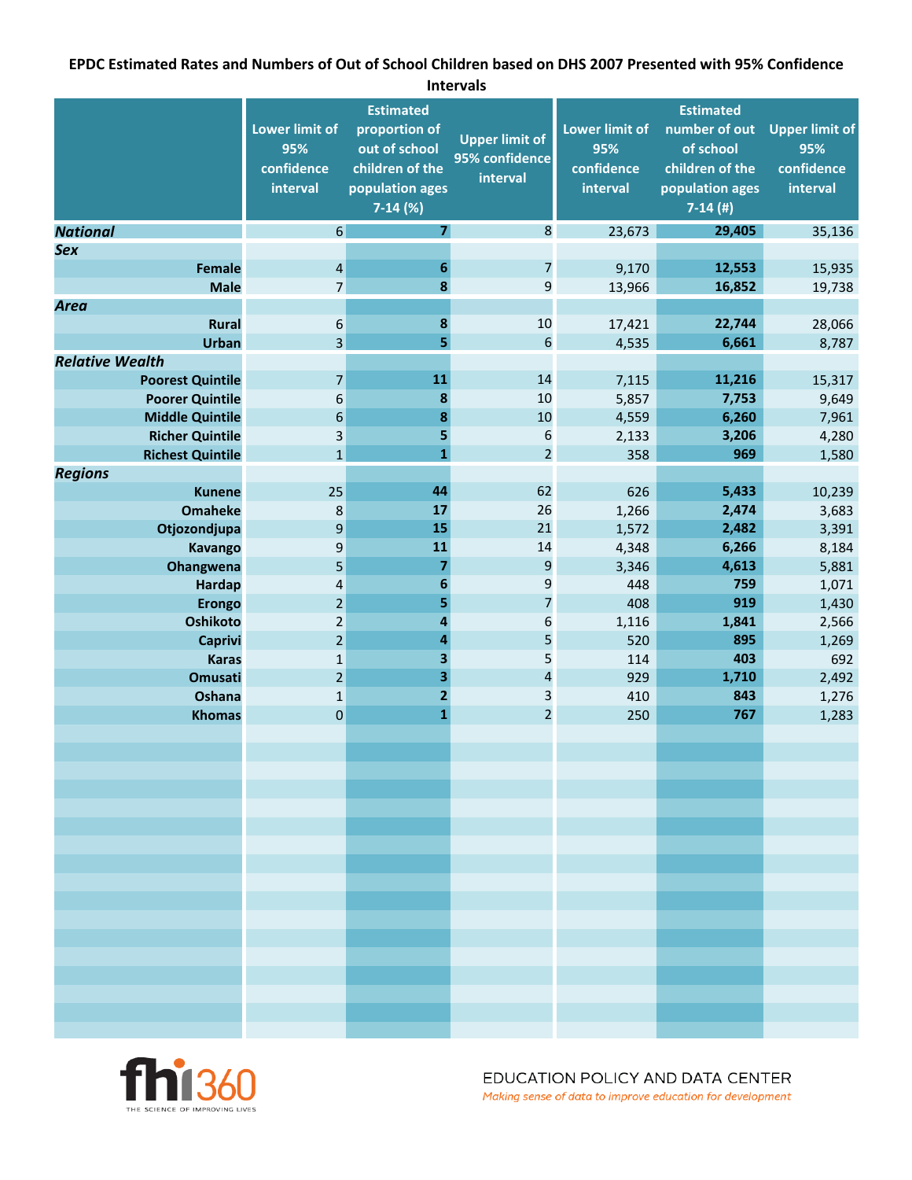# EPDC Estimated Rates and Numbers of Out of School Children based on DHS 2007 Presented with 95% Confidence Intervals

| | Lower limit of 95% confidence interval | Estimated proportion of out of school children of the population ages 7-14 (%) | Upper limit of 95% confidence interval | Lower limit of 95% confidence interval | Estimated number of out of school children of the population ages 7-14 (#) | Upper limit of 95% confidence interval |
|---|---|---|---|---|---|---|
| ***National*** | 6 | **7** | 8 | 23,673 | **29,405** | 35,136 |
| ***Sex*** | | | | | | |
| **Female** | 4 | **6** | 7 | 9,170 | **12,553** | 15,935 |
| **Male** | 7 | **8** | 9 | 13,966 | **16,852** | 19,738 |
| ***Area*** | | | | | | |
| **Rural** | 6 | **8** | 10 | 17,421 | **22,744** | 28,066 |
| **Urban** | 3 | **5** | 6 | 4,535 | **6,661** | 8,787 |
| ***Relative Wealth*** | | | | | | |
| **Poorest Quintile** | 7 | **11** | 14 | 7,115 | **11,216** | 15,317 |
| **Poorer Quintile** | 6 | **8** | 10 | 5,857 | **7,753** | 9,649 |
| **Middle Quintile** | 6 | **8** | 10 | 4,559 | **6,260** | 7,961 |
| **Richer Quintile** | 3 | **5** | 6 | 2,133 | **3,206** | 4,280 |
| **Richest Quintile** | 1 | **1** | 2 | 358 | **969** | 1,580 |
| ***Regions*** | | | | | | |
| **Kunene** | 25 | **44** | 62 | 626 | **5,433** | 10,239 |
| **Omaheke** | 8 | **17** | 26 | 1,266 | **2,474** | 3,683 |
| **Otjozondjupa** | 9 | **15** | 21 | 1,572 | **2,482** | 3,391 |
| **Kavango** | 9 | **11** | 14 | 4,348 | **6,266** | 8,184 |
| **Ohangwena** | 5 | **7** | 9 | 3,346 | **4,613** | 5,881 |
| **Hardap** | 4 | **6** | 9 | 448 | **759** | 1,071 |
| **Erongo** | 2 | **5** | 7 | 408 | **919** | 1,430 |
| **Oshikoto** | 2 | **4** | 6 | 1,116 | **1,841** | 2,566 |
| **Caprivi** | 2 | **4** | 5 | 520 | **895** | 1,269 |
| **Karas** | 1 | **3** | 5 | 114 | **403** | 692 |
| **Omusati** | 2 | **3** | 4 | 929 | **1,710** | 2,492 |
| **Oshana** | 1 | **2** | 3 | 410 | **843** | 1,276 |
| **Khomas** | 0 | **1** | 2 | 250 | **767** | 1,283 |

fhi360 THE SCIENCE OF IMPROVING LIVES

EDUCATION POLICY AND DATA CENTER
*Making sense of data to improve education for development*